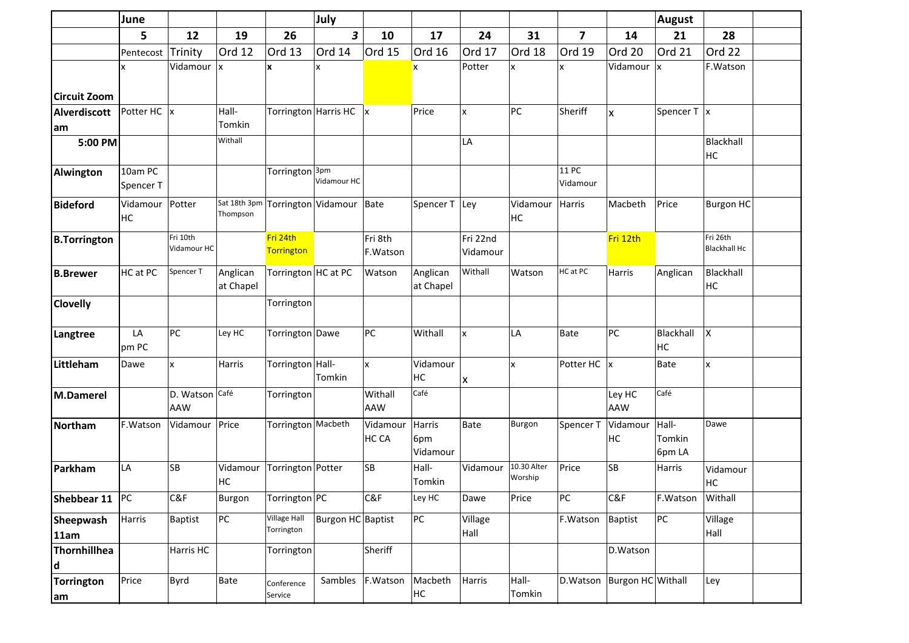| | June | | | | July | | | | | | | August | | |
|---|---|---|---|---|---|---|---|---|---|---|---|---|---|---|
| | 5 | 12 | 19 | 26 | *3* | 10 | 17 | 24 | 31 | 7 | 14 | 21 | 28 | |
| | Pentecost | Trinity | Ord 12 | Ord 13 | Ord 14 | Ord 15 | Ord 16 | Ord 17 | Ord 18 | Ord 19 | Ord 20 | Ord 21 | Ord 22 | |
| **Circuit Zoom** | x | Vidamour | x | **x** | x | | x | Potter | x | x | Vidamour | x | F.Watson | |
| **Alverdiscott am** | Potter HC | x | Hall-Tomkin | Torrington | Harris HC | x | Price | x | PC | Sheriff | x | Spencer T | x | |
| **5:00 PM** | | | Withall | | | | | LA | | | | | Blackhall HC | |
| **Alwington** | 10am PC Spencer T | | | Torrington | 3pm Vidamour HC | | | | | 11 PC Vidamour | | | | |
| **Bideford** | Vidamour HC | Potter | Sat 18th 3pm Thompson | Torrington | Vidamour | Bate | Spencer T | Ley | Vidamour HC | Harris | Macbeth | Price | Burgon HC | |
| **B.Torrington** | | Fri 10th Vidamour HC | | Fri 24th Torrington | | Fri 8th F.Watson | | Fri 22nd Vidamour | | | Fri 12th | | Fri 26th Blackhall Hc | |
| **B.Brewer** | HC at PC | Spencer T | Anglican at Chapel | Torrington | HC at PC | Watson | Anglican at Chapel | Withall | Watson | HC at PC | Harris | Anglican | Blackhall HC | |
| **Clovelly** | | | | Torrington | | | | | | | | | | |
| **Langtree** | LA pm PC | PC | Ley HC | Torrington | Dawe | PC | Withall | x | LA | Bate | PC | Blackhall HC | X | |
| **Littleham** | Dawe | x | Harris | Torrington | Hall-Tomkin | x | Vidamour HC | x | x | Potter HC | x | Bate | x | |
| **M.Damerel** | | D. Watson AAW | Café | Torrington | | Withall AAW | Café | | | | Ley HC AAW | Café | | |
| **Northam** | F.Watson | Vidamour | Price | Torrington | Macbeth | Vidamour HC CA | Harris 6pm Vidamour | Bate | Burgon | Spencer T | Vidamour HC | Hall-Tomkin 6pm LA | Dawe | |
| **Parkham** | LA | SB | Vidamour HC | Torrington | Potter | SB | Hall-Tomkin | Vidamour | 10.30 Alter Worship | Price | SB | Harris | Vidamour HC | |
| **Shebbear 11** | PC | C&F | Burgon | Torrington | PC | C&F | Ley HC | Dawe | Price | PC | C&F | F.Watson | Withall | |
| **Sheepwash 11am** | Harris | Baptist | PC | Village Hall Torrington | Burgon HC | Baptist | PC | Village Hall | | F.Watson | Baptist | PC | Village Hall | |
| **Thornhillhead** | | Harris HC | | Torrington | | Sheriff | | | | | D.Watson | | | |
| **Torrington am** | Price | Byrd | Bate | Conference Service | Sambles | F.Watson | Macbeth HC | Harris | Hall-Tomkin | D.Watson | Burgon HC | Withall | Ley | |